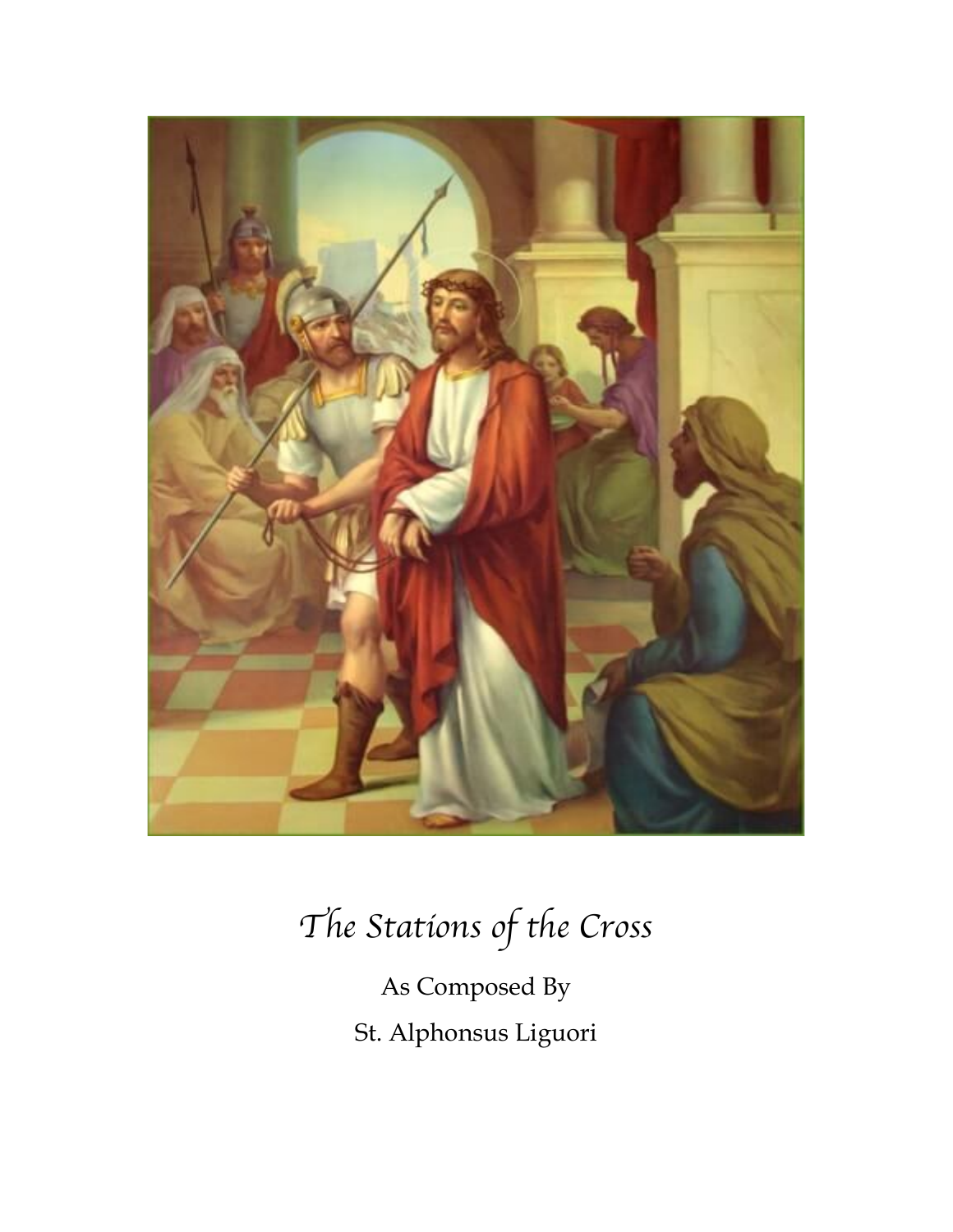# *The Stations of the Cross*

As Composed By

St. Alphonsus Liguori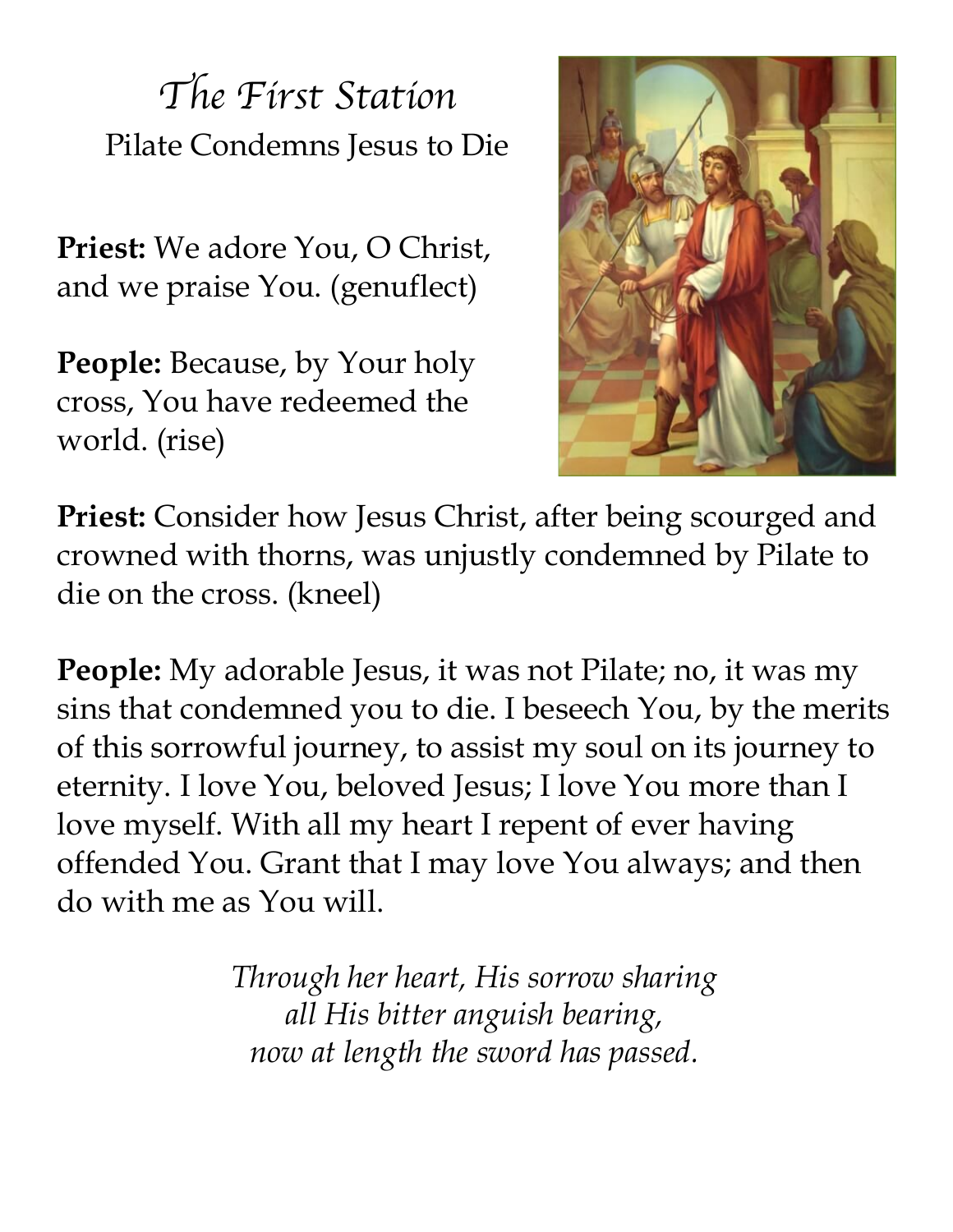# *The First Station*

Pilate Condemns Jesus to Die

**Priest:** We adore You, O Christ, and we praise You. (genuflect)

**People:** Because, by Your holy cross, You have redeemed the world. (rise)

**Priest:** Consider how Jesus Christ, after being scourged and crowned with thorns, was unjustly condemned by Pilate to die on the cross. (kneel)

**People:** My adorable Jesus, it was not Pilate; no, it was my sins that condemned you to die. I beseech You, by the merits of this sorrowful journey, to assist my soul on its journey to eternity. I love You, beloved Jesus; I love You more than I love myself. With all my heart I repent of ever having offended You. Grant that I may love You always; and then do with me as You will.

*Through her heart, His sorrow sharing*
*all His bitter anguish bearing,*
*now at length the sword has passed.*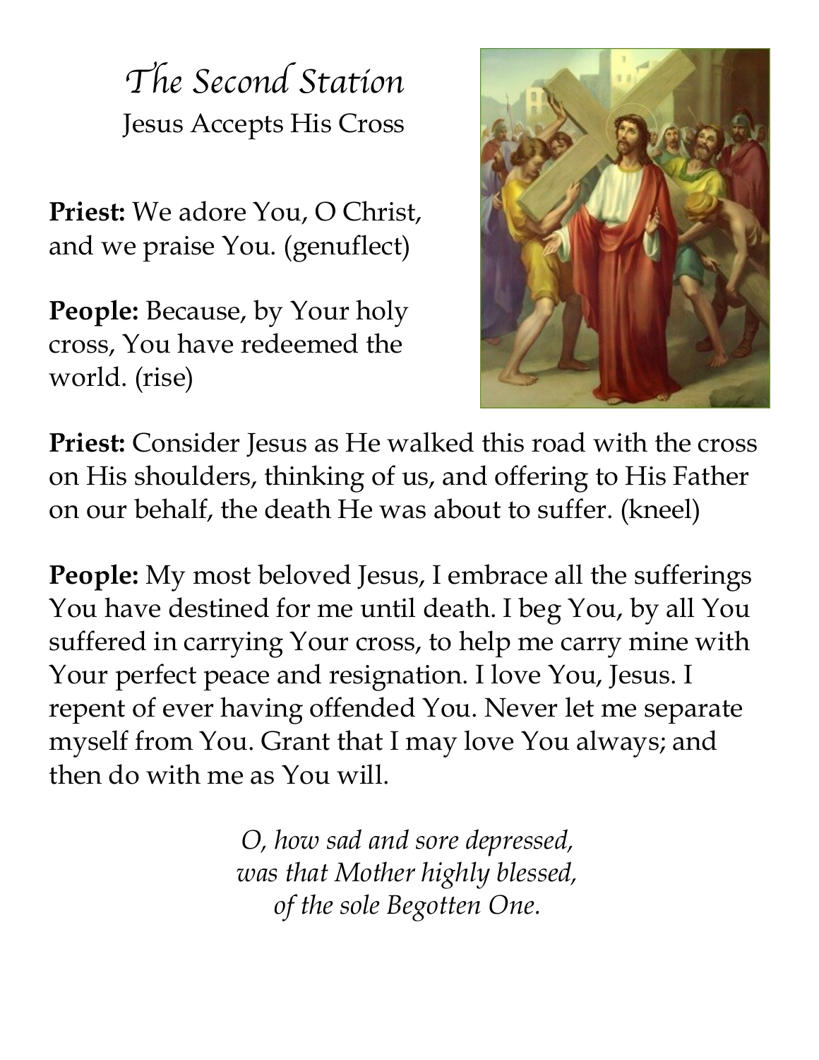# *The Second Station*

## Jesus Accepts His Cross

**Priest:** We adore You, O Christ, and we praise You. (genuflect)

**People:** Because, by Your holy cross, You have redeemed the world. (rise)

**Priest:** Consider Jesus as He walked this road with the cross on His shoulders, thinking of us, and offering to His Father on our behalf, the death He was about to suffer. (kneel)

**People:** My most beloved Jesus, I embrace all the sufferings You have destined for me until death. I beg You, by all You suffered in carrying Your cross, to help me carry mine with Your perfect peace and resignation. I love You, Jesus. I repent of ever having offended You. Never let me separate myself from You. Grant that I may love You always; and then do with me as You will.

*O, how sad and sore depressed,*
*was that Mother highly blessed,*
*of the sole Begotten One.*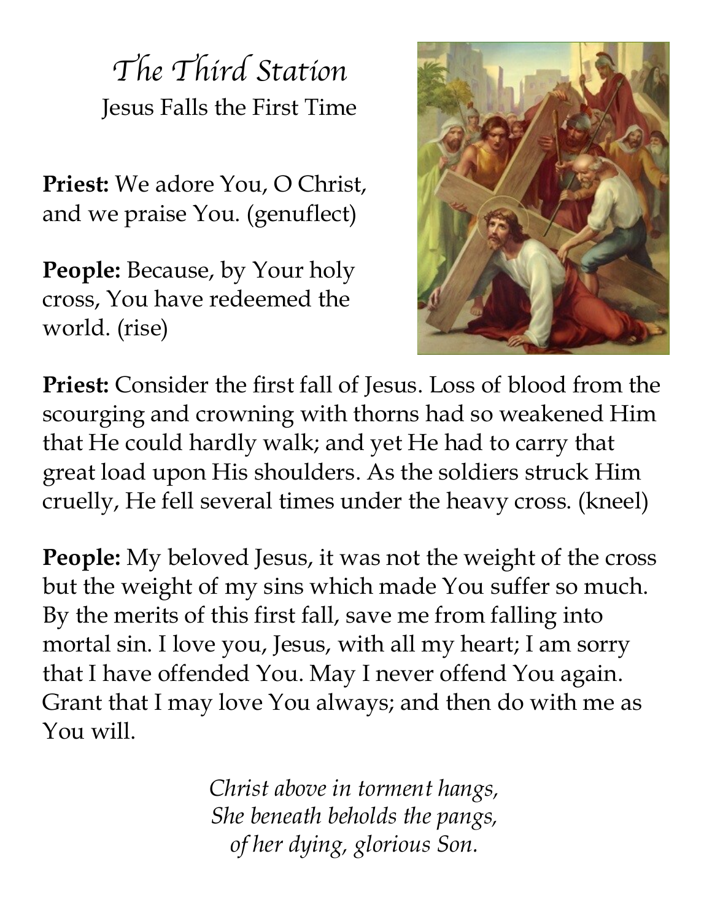# The Third Station

Jesus Falls the First Time

**Priest:** We adore You, O Christ, and we praise You. (genuflect)

**People:** Because, by Your holy cross, You have redeemed the world. (rise)

**Priest:** Consider the first fall of Jesus. Loss of blood from the scourging and crowning with thorns had so weakened Him that He could hardly walk; and yet He had to carry that great load upon His shoulders. As the soldiers struck Him cruelly, He fell several times under the heavy cross. (kneel)

**People:** My beloved Jesus, it was not the weight of the cross but the weight of my sins which made You suffer so much. By the merits of this first fall, save me from falling into mortal sin. I love you, Jesus, with all my heart; I am sorry that I have offended You. May I never offend You again. Grant that I may love You always; and then do with me as You will.

*Christ above in torment hangs,*
*She beneath beholds the pangs,*
*of her dying, glorious Son.*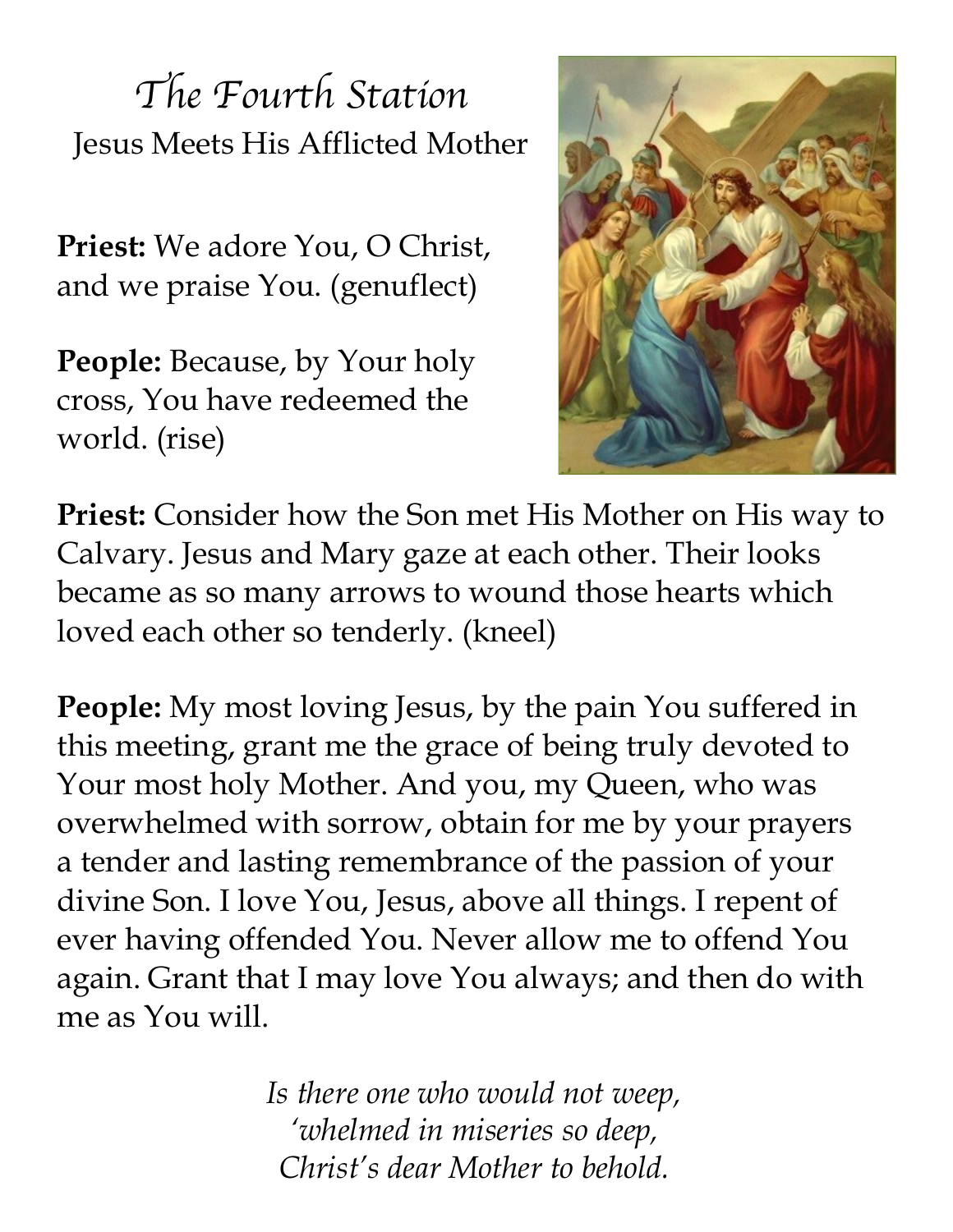# *The Fourth Station*

Jesus Meets His Afflicted Mother

**Priest:** We adore You, O Christ, and we praise You. (genuflect)

**People:** Because, by Your holy cross, You have redeemed the world. (rise)

**Priest:** Consider how the Son met His Mother on His way to Calvary. Jesus and Mary gaze at each other. Their looks became as so many arrows to wound those hearts which loved each other so tenderly. (kneel)

**People:** My most loving Jesus, by the pain You suffered in this meeting, grant me the grace of being truly devoted to Your most holy Mother. And you, my Queen, who was overwhelmed with sorrow, obtain for me by your prayers a tender and lasting remembrance of the passion of your divine Son. I love You, Jesus, above all things. I repent of ever having offended You. Never allow me to offend You again. Grant that I may love You always; and then do with me as You will.

*Is there one who would not weep,*
*'whelmed in miseries so deep,*
*Christ's dear Mother to behold.*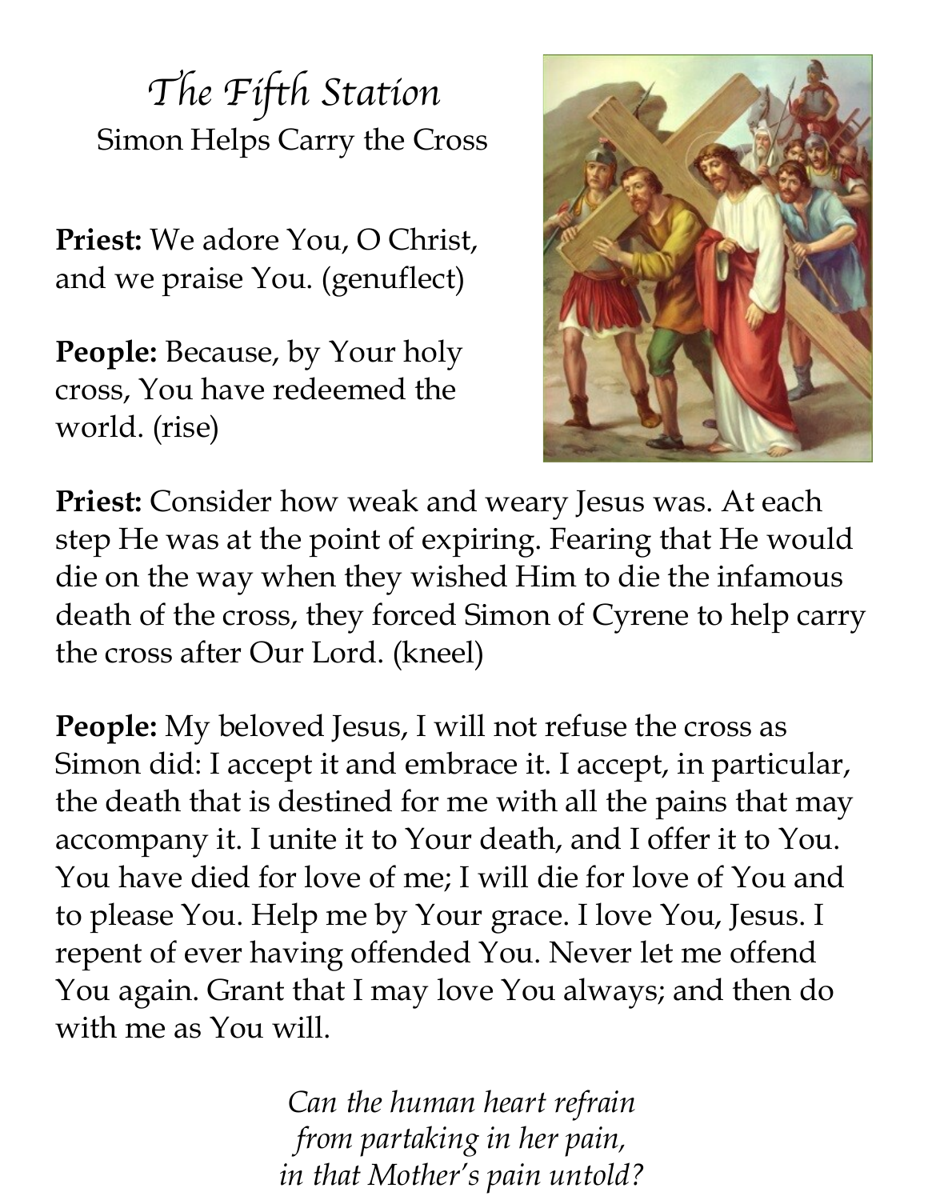# *The Fifth Station*

Simon Helps Carry the Cross

**Priest:** We adore You, O Christ, and we praise You. (genuflect)

**People:** Because, by Your holy cross, You have redeemed the world. (rise)

**Priest:** Consider how weak and weary Jesus was. At each step He was at the point of expiring. Fearing that He would die on the way when they wished Him to die the infamous death of the cross, they forced Simon of Cyrene to help carry the cross after Our Lord. (kneel)

**People:** My beloved Jesus, I will not refuse the cross as Simon did: I accept it and embrace it. I accept, in particular, the death that is destined for me with all the pains that may accompany it. I unite it to Your death, and I offer it to You. You have died for love of me; I will die for love of You and to please You. Help me by Your grace. I love You, Jesus. I repent of ever having offended You. Never let me offend You again. Grant that I may love You always; and then do with me as You will.

*Can the human heart refrain*
*from partaking in her pain,*
*in that Mother's pain untold?*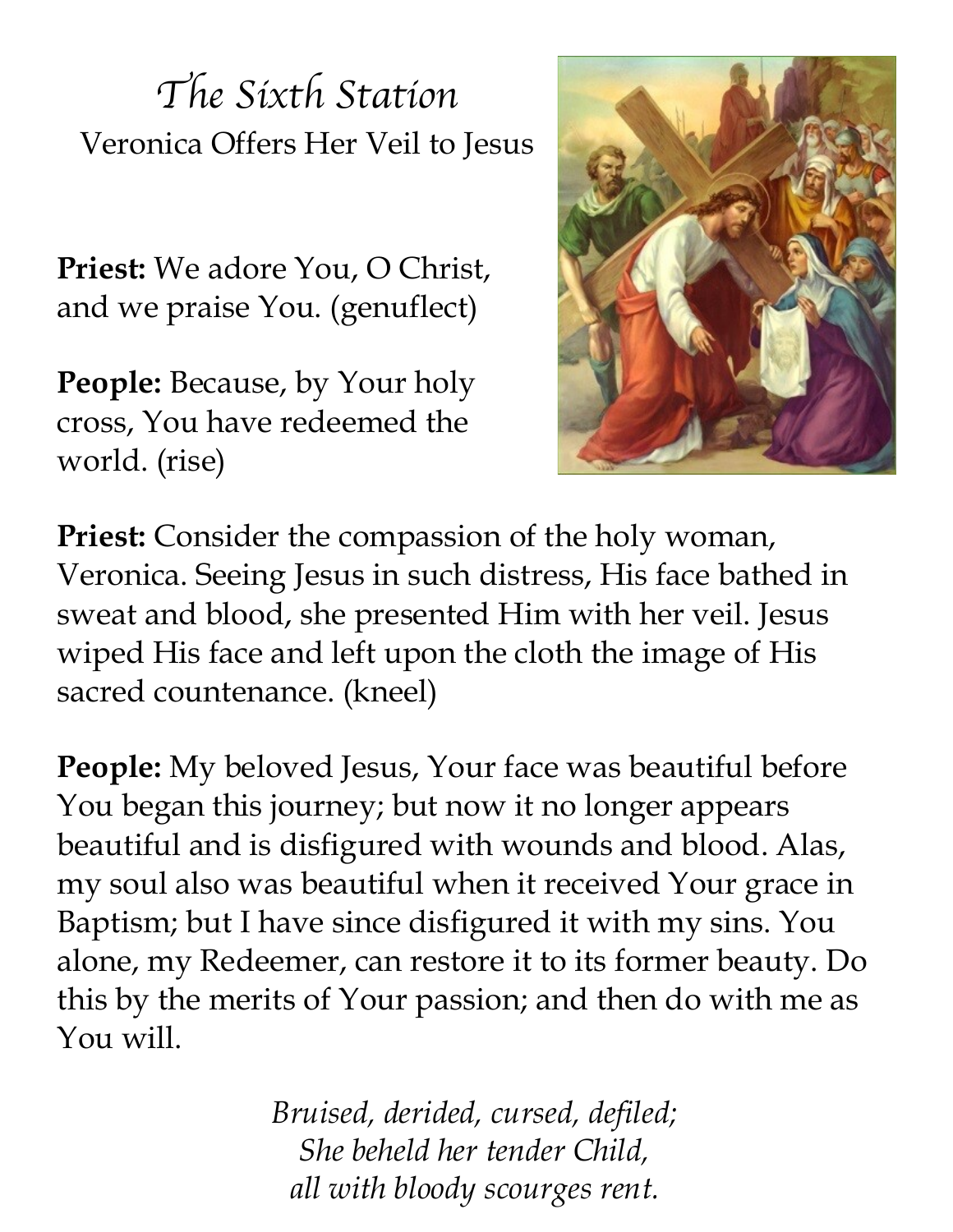# *The Sixth Station*

Veronica Offers Her Veil to Jesus

**Priest:** We adore You, O Christ, and we praise You. (genuflect)

**People:** Because, by Your holy cross, You have redeemed the world. (rise)

**Priest:** Consider the compassion of the holy woman, Veronica. Seeing Jesus in such distress, His face bathed in sweat and blood, she presented Him with her veil. Jesus wiped His face and left upon the cloth the image of His sacred countenance. (kneel)

**People:** My beloved Jesus, Your face was beautiful before You began this journey; but now it no longer appears beautiful and is disfigured with wounds and blood. Alas, my soul also was beautiful when it received Your grace in Baptism; but I have since disfigured it with my sins. You alone, my Redeemer, can restore it to its former beauty. Do this by the merits of Your passion; and then do with me as You will.

*Bruised, derided, cursed, defiled;*
*She beheld her tender Child,*
*all with bloody scourges rent.*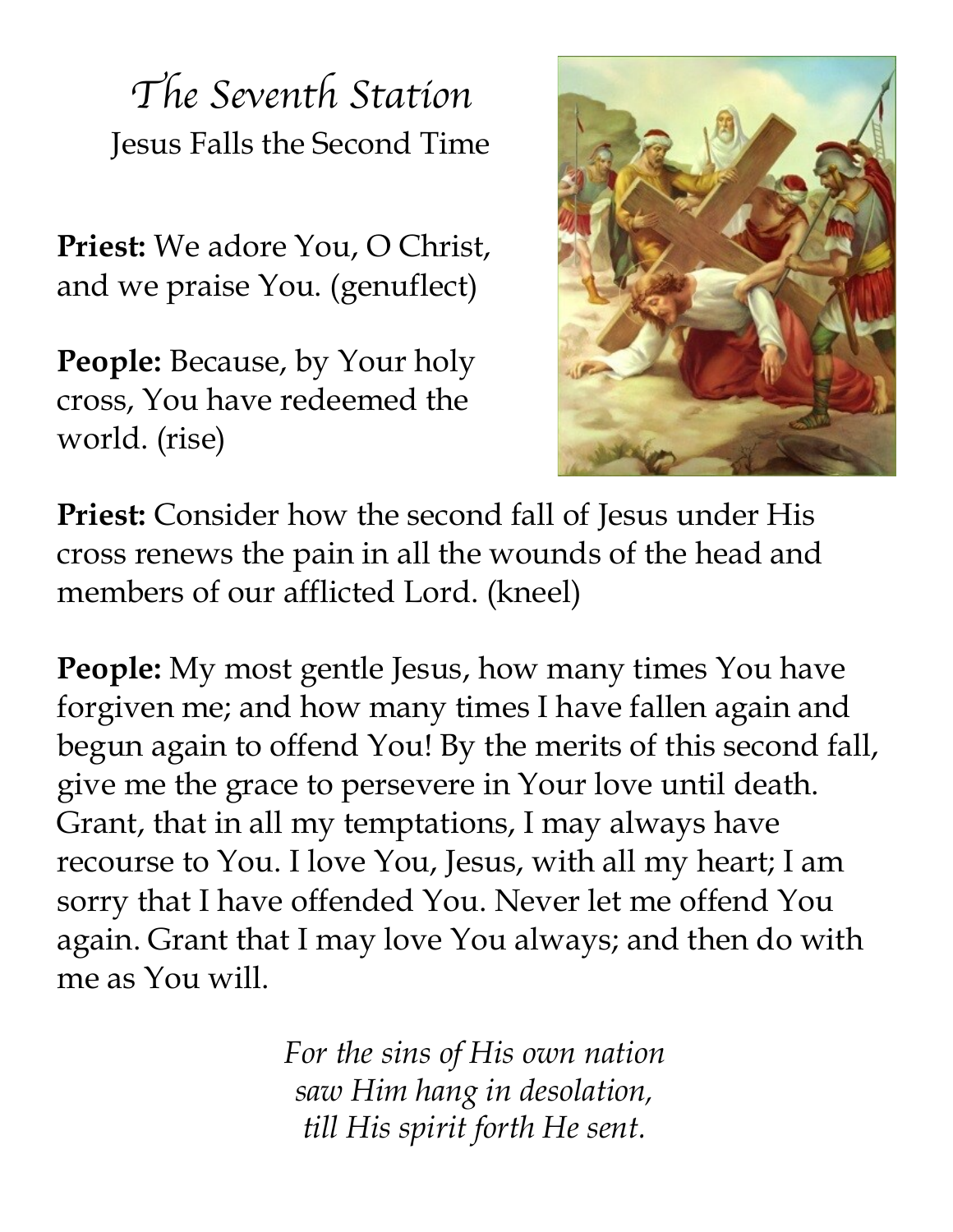# *The Seventh Station*

Jesus Falls the Second Time

**Priest:** We adore You, O Christ, and we praise You. (genuflect)

**People:** Because, by Your holy cross, You have redeemed the world. (rise)

**Priest:** Consider how the second fall of Jesus under His cross renews the pain in all the wounds of the head and members of our afflicted Lord. (kneel)

**People:** My most gentle Jesus, how many times You have forgiven me; and how many times I have fallen again and begun again to offend You! By the merits of this second fall, give me the grace to persevere in Your love until death. Grant, that in all my temptations, I may always have recourse to You. I love You, Jesus, with all my heart; I am sorry that I have offended You. Never let me offend You again. Grant that I may love You always; and then do with me as You will.

*For the sins of His own nation*
*saw Him hang in desolation,*
*till His spirit forth He sent.*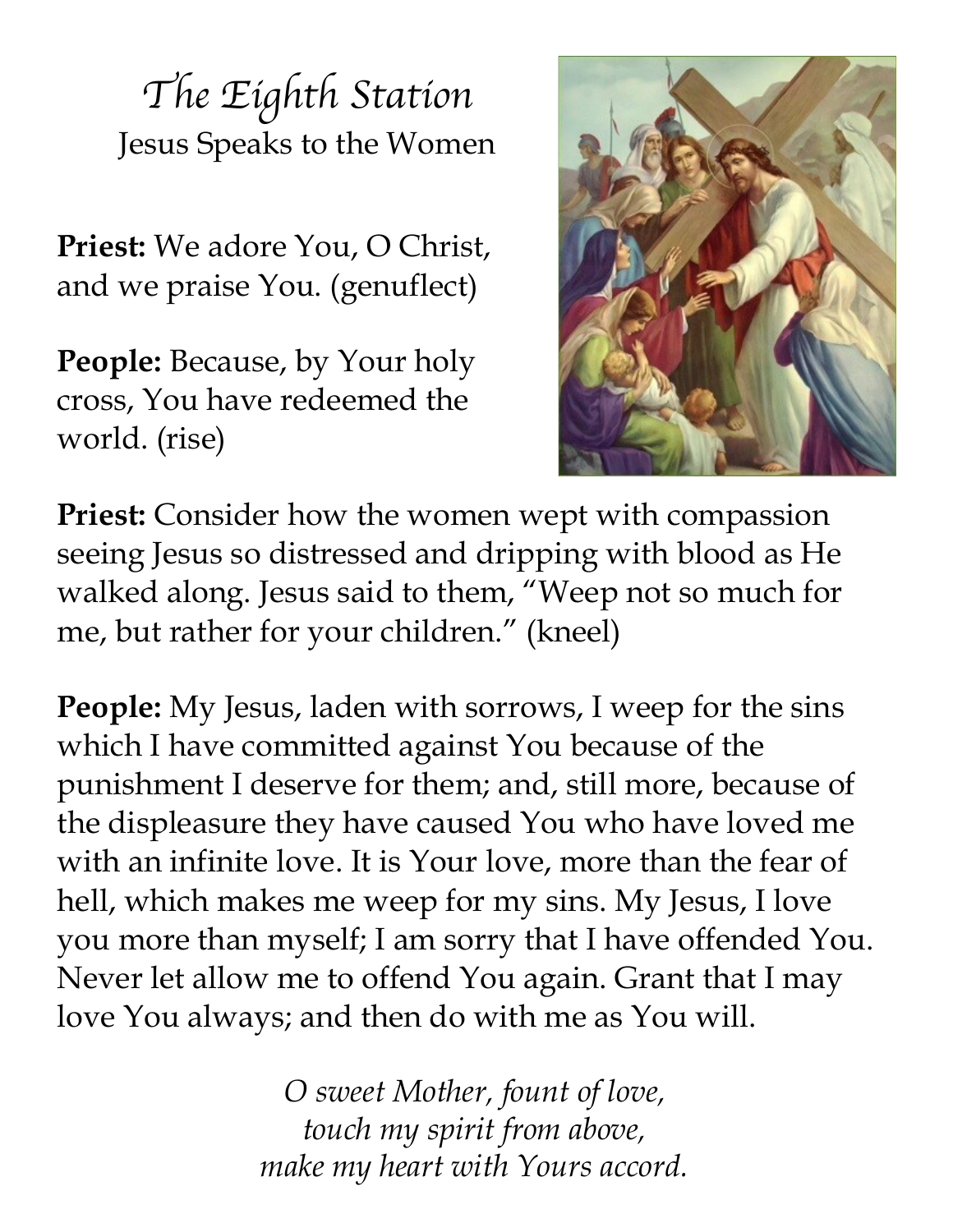# *The Eighth Station*

Jesus Speaks to the Women

**Priest:** We adore You, O Christ, and we praise You. (genuflect)

**People:** Because, by Your holy cross, You have redeemed the world. (rise)

**Priest:** Consider how the women wept with compassion seeing Jesus so distressed and dripping with blood as He walked along. Jesus said to them, "Weep not so much for me, but rather for your children." (kneel)

**People:** My Jesus, laden with sorrows, I weep for the sins which I have committed against You because of the punishment I deserve for them; and, still more, because of the displeasure they have caused You who have loved me with an infinite love. It is Your love, more than the fear of hell, which makes me weep for my sins. My Jesus, I love you more than myself; I am sorry that I have offended You. Never let allow me to offend You again. Grant that I may love You always; and then do with me as You will.

*O sweet Mother, fount of love,*
*touch my spirit from above,*
*make my heart with Yours accord.*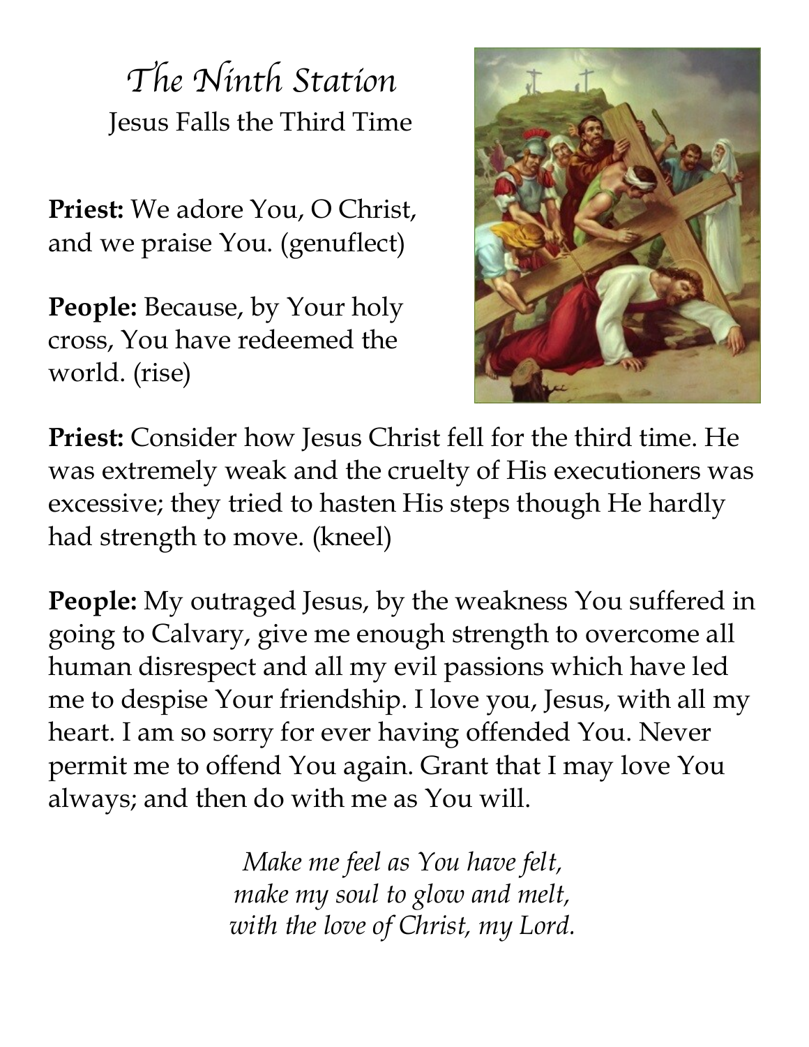# The Ninth Station

Jesus Falls the Third Time

**Priest:** We adore You, O Christ, and we praise You. (genuflect)

**People:** Because, by Your holy cross, You have redeemed the world. (rise)

**Priest:** Consider how Jesus Christ fell for the third time. He was extremely weak and the cruelty of His executioners was excessive; they tried to hasten His steps though He hardly had strength to move. (kneel)

**People:** My outraged Jesus, by the weakness You suffered in going to Calvary, give me enough strength to overcome all human disrespect and all my evil passions which have led me to despise Your friendship. I love you, Jesus, with all my heart. I am so sorry for ever having offended You. Never permit me to offend You again. Grant that I may love You always; and then do with me as You will.

*Make me feel as You have felt,*
*make my soul to glow and melt,*
*with the love of Christ, my Lord.*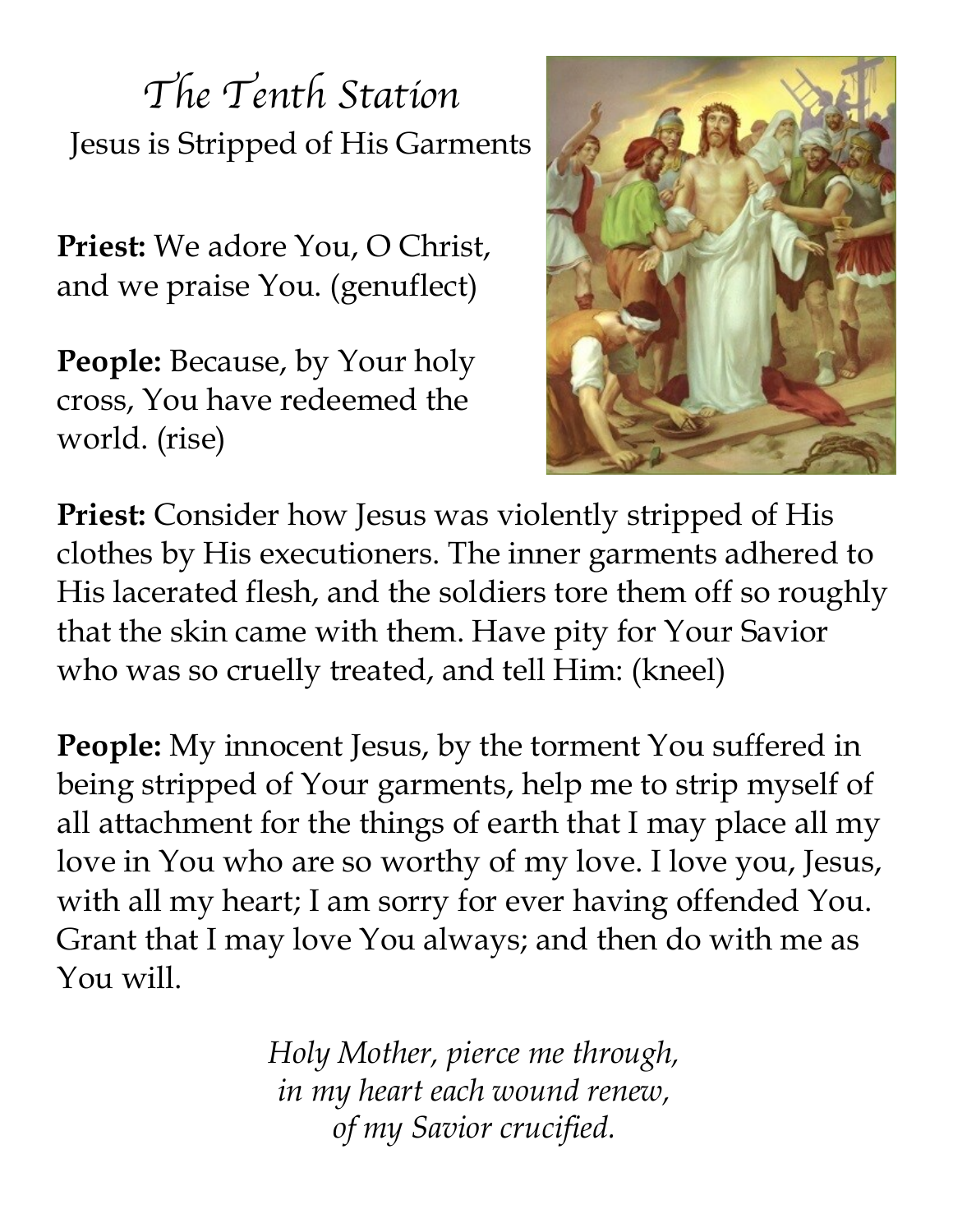# The Tenth Station

Jesus is Stripped of His Garments

**Priest:** We adore You, O Christ, and we praise You. (genuflect)

**People:** Because, by Your holy cross, You have redeemed the world. (rise)

**Priest:** Consider how Jesus was violently stripped of His clothes by His executioners. The inner garments adhered to His lacerated flesh, and the soldiers tore them off so roughly that the skin came with them. Have pity for Your Savior who was so cruelly treated, and tell Him: (kneel)

**People:** My innocent Jesus, by the torment You suffered in being stripped of Your garments, help me to strip myself of all attachment for the things of earth that I may place all my love in You who are so worthy of my love. I love you, Jesus, with all my heart; I am sorry for ever having offended You. Grant that I may love You always; and then do with me as You will.

*Holy Mother, pierce me through,*
*in my heart each wound renew,*
*of my Savior crucified.*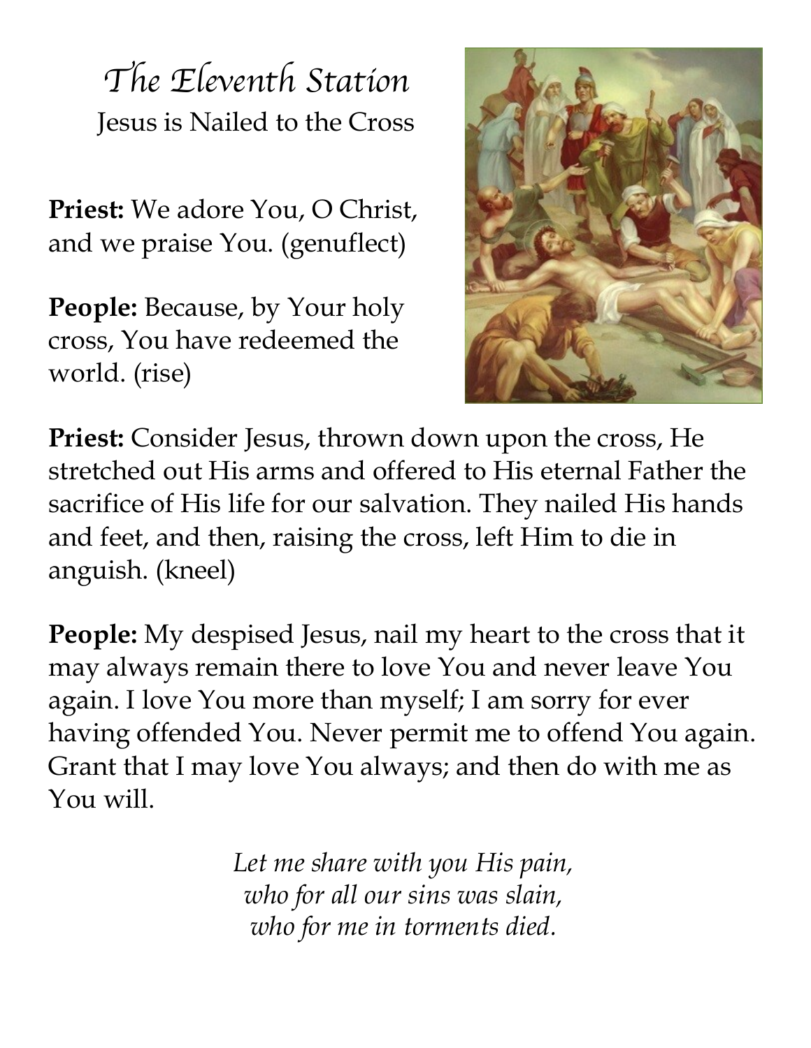# *The Eleventh Station*

Jesus is Nailed to the Cross

**Priest:** We adore You, O Christ, and we praise You. (genuflect)

**People:** Because, by Your holy cross, You have redeemed the world. (rise)

**Priest:** Consider Jesus, thrown down upon the cross, He stretched out His arms and offered to His eternal Father the sacrifice of His life for our salvation. They nailed His hands and feet, and then, raising the cross, left Him to die in anguish. (kneel)

**People:** My despised Jesus, nail my heart to the cross that it may always remain there to love You and never leave You again. I love You more than myself; I am sorry for ever having offended You. Never permit me to offend You again. Grant that I may love You always; and then do with me as You will.

*Let me share with you His pain,*
*who for all our sins was slain,*
*who for me in torments died.*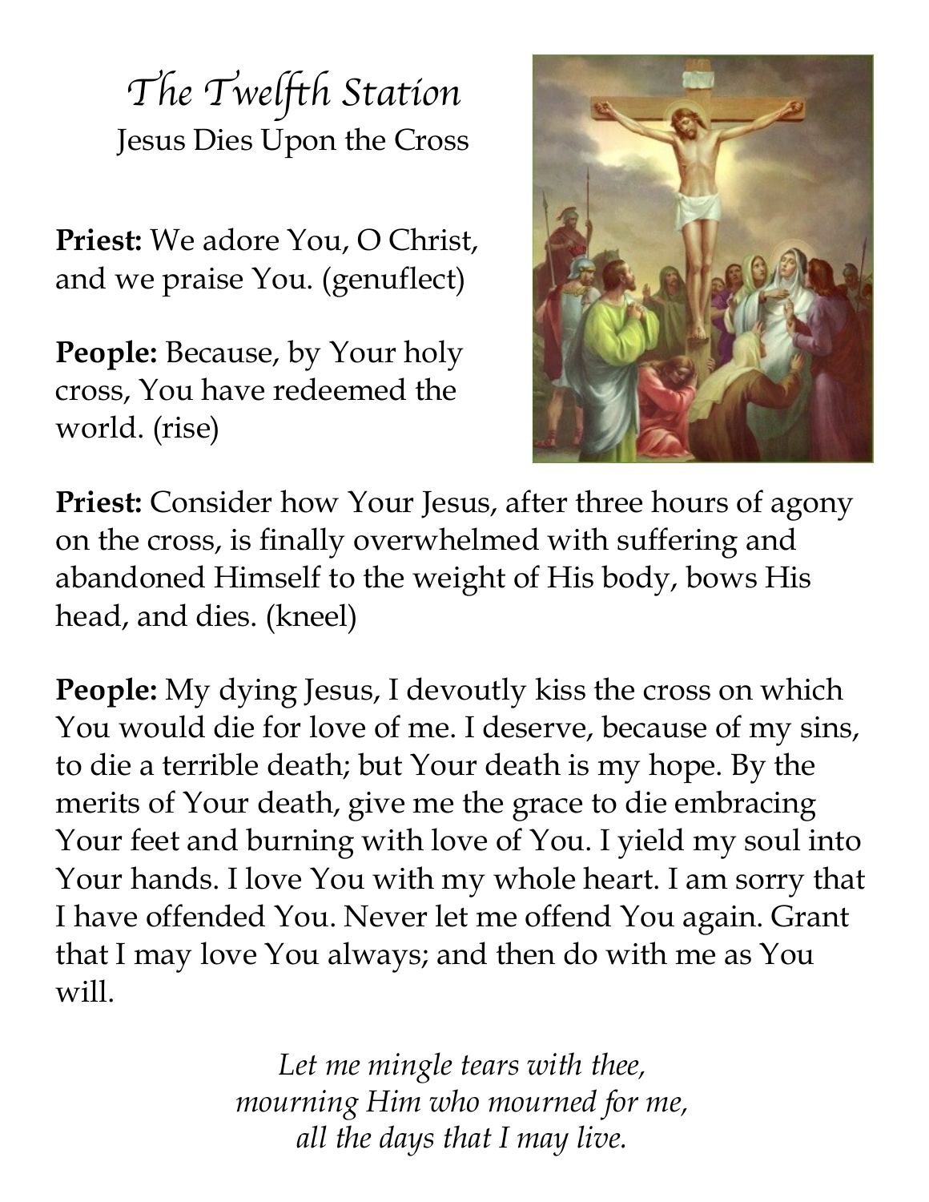# *The Twelfth Station*

## Jesus Dies Upon the Cross

**Priest:** We adore You, O Christ, and we praise You. (genuflect)

**People:** Because, by Your holy cross, You have redeemed the world. (rise)

**Priest:** Consider how Your Jesus, after three hours of agony on the cross, is finally overwhelmed with suffering and abandoned Himself to the weight of His body, bows His head, and dies. (kneel)

**People:** My dying Jesus, I devoutly kiss the cross on which You would die for love of me. I deserve, because of my sins, to die a terrible death; but Your death is my hope. By the merits of Your death, give me the grace to die embracing Your feet and burning with love of You. I yield my soul into Your hands. I love You with my whole heart. I am sorry that I have offended You. Never let me offend You again. Grant that I may love You always; and then do with me as You will.

*Let me mingle tears with thee,*
*mourning Him who mourned for me,*
*all the days that I may live.*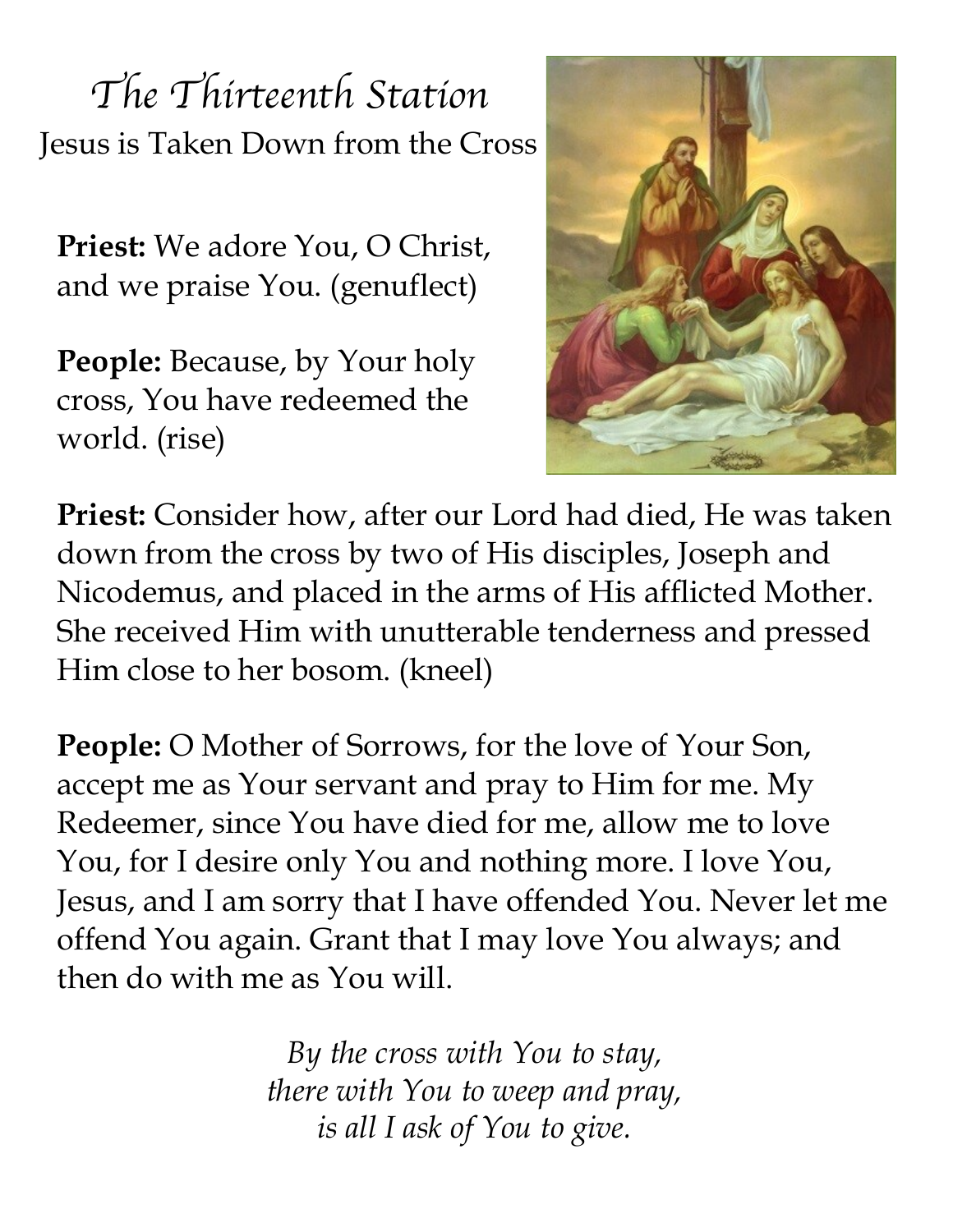# The Thirteenth Station

Jesus is Taken Down from the Cross

**Priest:** We adore You, O Christ, and we praise You. (genuflect)

**People:** Because, by Your holy cross, You have redeemed the world. (rise)

**Priest:** Consider how, after our Lord had died, He was taken down from the cross by two of His disciples, Joseph and Nicodemus, and placed in the arms of His afflicted Mother. She received Him with unutterable tenderness and pressed Him close to her bosom. (kneel)

**People:** O Mother of Sorrows, for the love of Your Son, accept me as Your servant and pray to Him for me. My Redeemer, since You have died for me, allow me to love You, for I desire only You and nothing more. I love You, Jesus, and I am sorry that I have offended You. Never let me offend You again. Grant that I may love You always; and then do with me as You will.

*By the cross with You to stay,*
*there with You to weep and pray,*
*is all I ask of You to give.*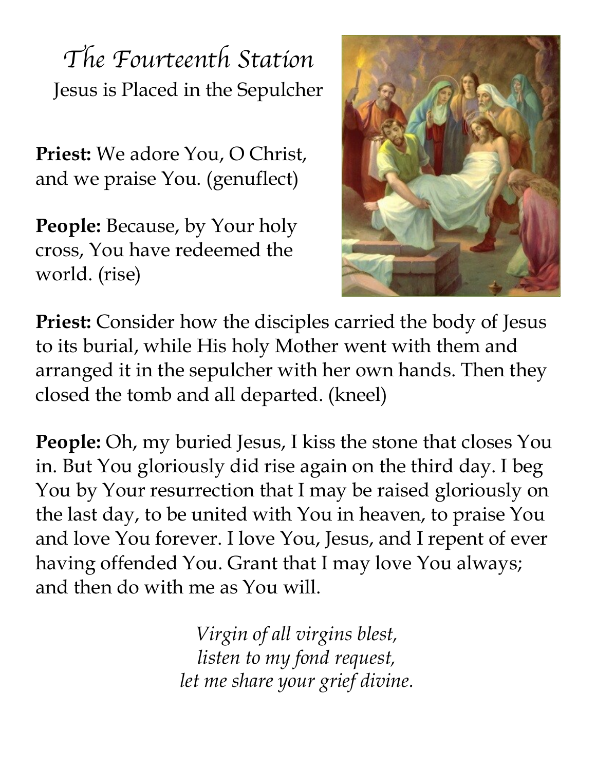# The Fourteenth Station

Jesus is Placed in the Sepulcher

**Priest:** We adore You, O Christ, and we praise You. (genuflect)

**People:** Because, by Your holy cross, You have redeemed the world. (rise)

**Priest:** Consider how the disciples carried the body of Jesus to its burial, while His holy Mother went with them and arranged it in the sepulcher with her own hands. Then they closed the tomb and all departed. (kneel)

**People:** Oh, my buried Jesus, I kiss the stone that closes You in. But You gloriously did rise again on the third day. I beg You by Your resurrection that I may be raised gloriously on the last day, to be united with You in heaven, to praise You and love You forever. I love You, Jesus, and I repent of ever having offended You. Grant that I may love You always; and then do with me as You will.

*Virgin of all virgins blest,*
*listen to my fond request,*
*let me share your grief divine.*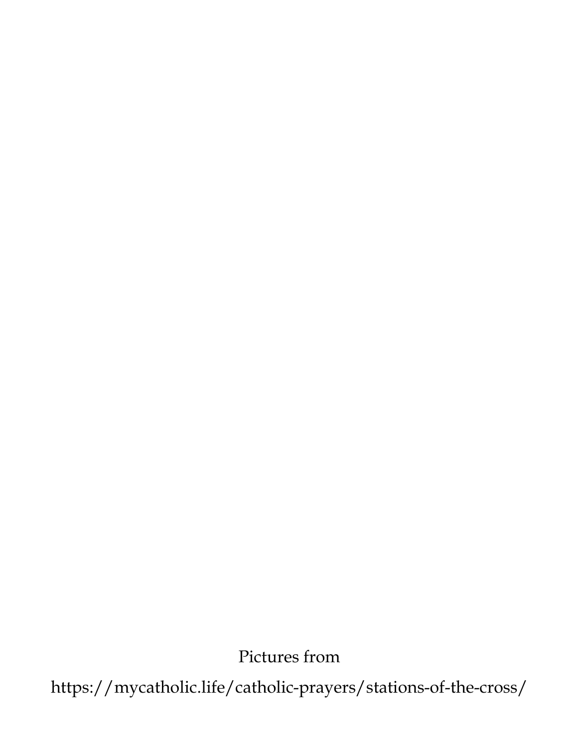Pictures from

https://mycatholic.life/catholic-prayers/stations-of-the-cross/